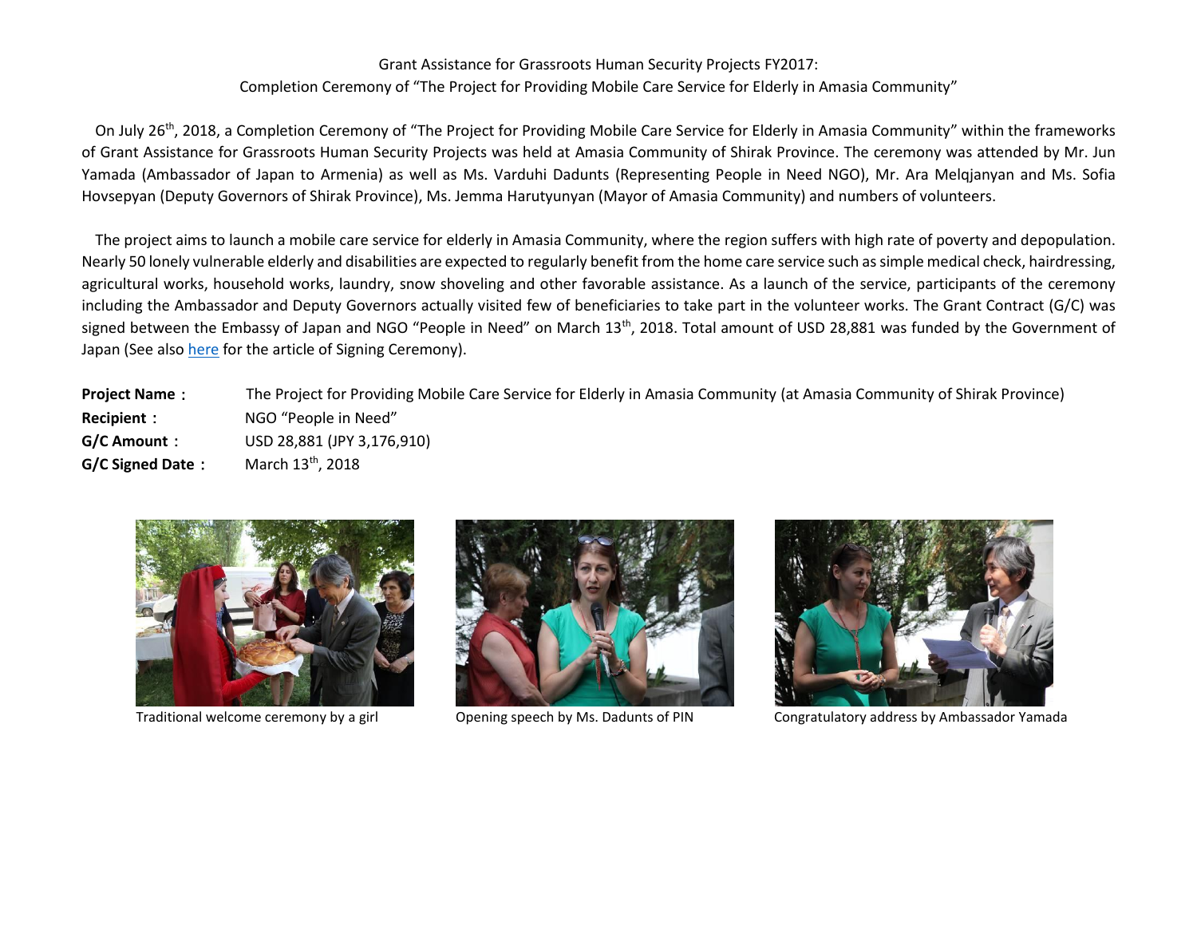Grant Assistance for Grassroots Human Security Projects FY2017:
Completion Ceremony of "The Project for Providing Mobile Care Service for Elderly in Amasia Community"

On July 26th, 2018, a Completion Ceremony of "The Project for Providing Mobile Care Service for Elderly in Amasia Community" within the frameworks of Grant Assistance for Grassroots Human Security Projects was held at Amasia Community of Shirak Province. The ceremony was attended by Mr. Jun Yamada (Ambassador of Japan to Armenia) as well as Ms. Varduhi Dadunts (Representing People in Need NGO), Mr. Ara Melqjanyan and Ms. Sofia Hovsepyan (Deputy Governors of Shirak Province), Ms. Jemma Harutyunyan (Mayor of Amasia Community) and numbers of volunteers.

The project aims to launch a mobile care service for elderly in Amasia Community, where the region suffers with high rate of poverty and depopulation. Nearly 50 lonely vulnerable elderly and disabilities are expected to regularly benefit from the home care service such as simple medical check, hairdressing, agricultural works, household works, laundry, snow shoveling and other favorable assistance. As a launch of the service, participants of the ceremony including the Ambassador and Deputy Governors actually visited few of beneficiaries to take part in the volunteer works. The Grant Contract (G/C) was signed between the Embassy of Japan and NGO "People in Need" on March 13th, 2018. Total amount of USD 28,881 was funded by the Government of Japan (See also here for the article of Signing Ceremony).

**Project Name：** The Project for Providing Mobile Care Service for Elderly in Amasia Community (at Amasia Community of Shirak Province)
**Recipient：** NGO "People in Need"
**G/C Amount：** USD 28,881 (JPY 3,176,910)
**G/C Signed Date：** March 13th, 2018

Traditional welcome ceremony by a girl

Opening speech by Ms. Dadunts of PIN

Congratulatory address by Ambassador Yamada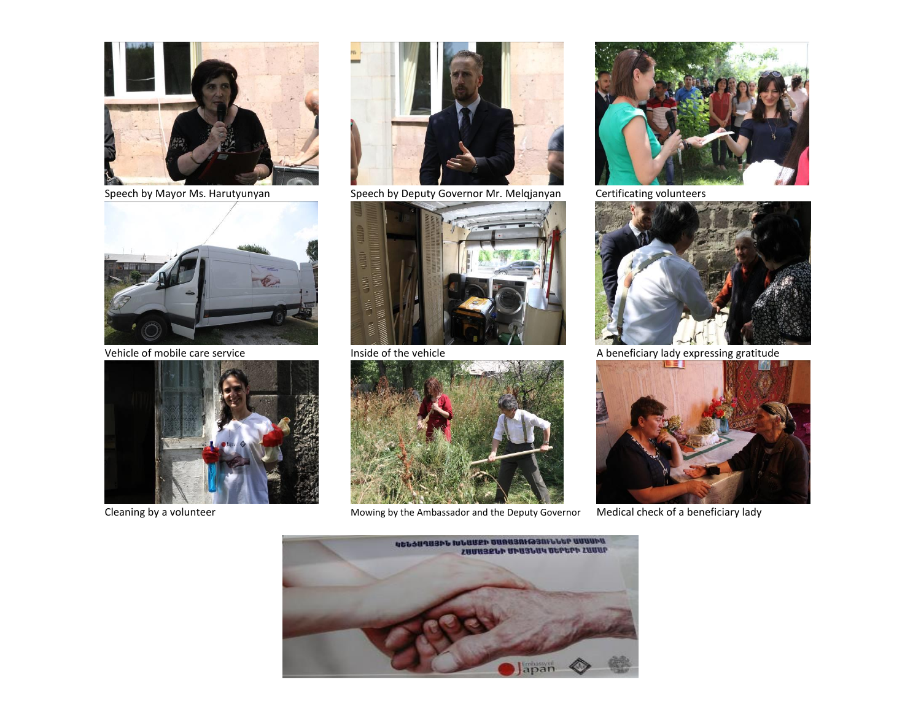Speech by Mayor Ms. Harutyunyan

Speech by Deputy Governor Mr. Melqjanyan

Certificating volunteers

Vehicle of mobile care service

Inside of the vehicle

A beneficiary lady expressing gratitude

Cleaning by a volunteer

Mowing by the Ambassador and the Deputy Governor

Medical check of a beneficiary lady